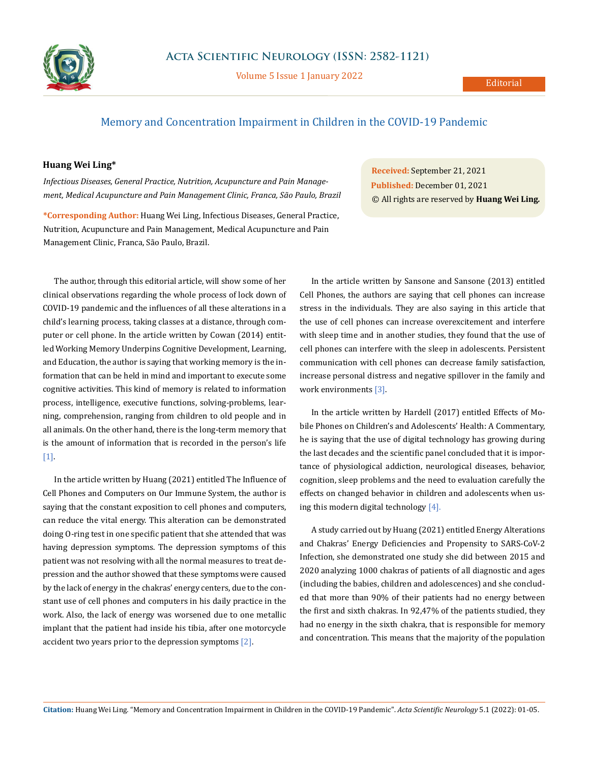# Memory and Concentration Impairment in Children in the COVID-19 Pandemic

**Huang Wei Ling***

*Infectious Diseases, General Practice, Nutrition, Acupuncture and Pain Management, Medical Acupuncture and Pain Management Clinic, Franca, São Paulo, Brazil*

**\*Corresponding Author:** Huang Wei Ling, Infectious Diseases, General Practice, Nutrition, Acupuncture and Pain Management, Medical Acupuncture and Pain Management Clinic, Franca, São Paulo, Brazil.

**Received:** September 21, 2021
**Published:** December 01, 2021
© All rights are reserved by **Huang Wei Ling.**

The author, through this editorial article, will show some of her clinical observations regarding the whole process of lock down of COVID-19 pandemic and the influences of all these alterations in a child's learning process, taking classes at a distance, through computer or cell phone. In the article written by Cowan (2014) entitled Working Memory Underpins Cognitive Development, Learning, and Education, the author is saying that working memory is the information that can be held in mind and important to execute some cognitive activities. This kind of memory is related to information process, intelligence, executive functions, solving-problems, learning, comprehension, ranging from children to old people and in all animals. On the other hand, there is the long-term memory that is the amount of information that is recorded in the person's life [1].

In the article written by Huang (2021) entitled The Influence of Cell Phones and Computers on Our Immune System, the author is saying that the constant exposition to cell phones and computers, can reduce the vital energy. This alteration can be demonstrated doing O-ring test in one specific patient that she attended that was having depression symptoms. The depression symptoms of this patient was not resolving with all the normal measures to treat depression and the author showed that these symptoms were caused by the lack of energy in the chakras' energy centers, due to the constant use of cell phones and computers in his daily practice in the work. Also, the lack of energy was worsened due to one metallic implant that the patient had inside his tibia, after one motorcycle accident two years prior to the depression symptoms [2].

In the article written by Sansone and Sansone (2013) entitled Cell Phones, the authors are saying that cell phones can increase stress in the individuals. They are also saying in this article that the use of cell phones can increase overexcitement and interfere with sleep time and in another studies, they found that the use of cell phones can interfere with the sleep in adolescents. Persistent communication with cell phones can decrease family satisfaction, increase personal distress and negative spillover in the family and work environments [3].

In the article written by Hardell (2017) entitled Effects of Mobile Phones on Children's and Adolescents' Health: A Commentary, he is saying that the use of digital technology has growing during the last decades and the scientific panel concluded that it is importance of physiological addiction, neurological diseases, behavior, cognition, sleep problems and the need to evaluation carefully the effects on changed behavior in children and adolescents when using this modern digital technology [4].

A study carried out by Huang (2021) entitled Energy Alterations and Chakras' Energy Deficiencies and Propensity to SARS-CoV-2 Infection, she demonstrated one study she did between 2015 and 2020 analyzing 1000 chakras of patients of all diagnostic and ages (including the babies, children and adolescences) and she concluded that more than 90% of their patients had no energy between the first and sixth chakras. In 92,47% of the patients studied, they had no energy in the sixth chakra, that is responsible for memory and concentration. This means that the majority of the population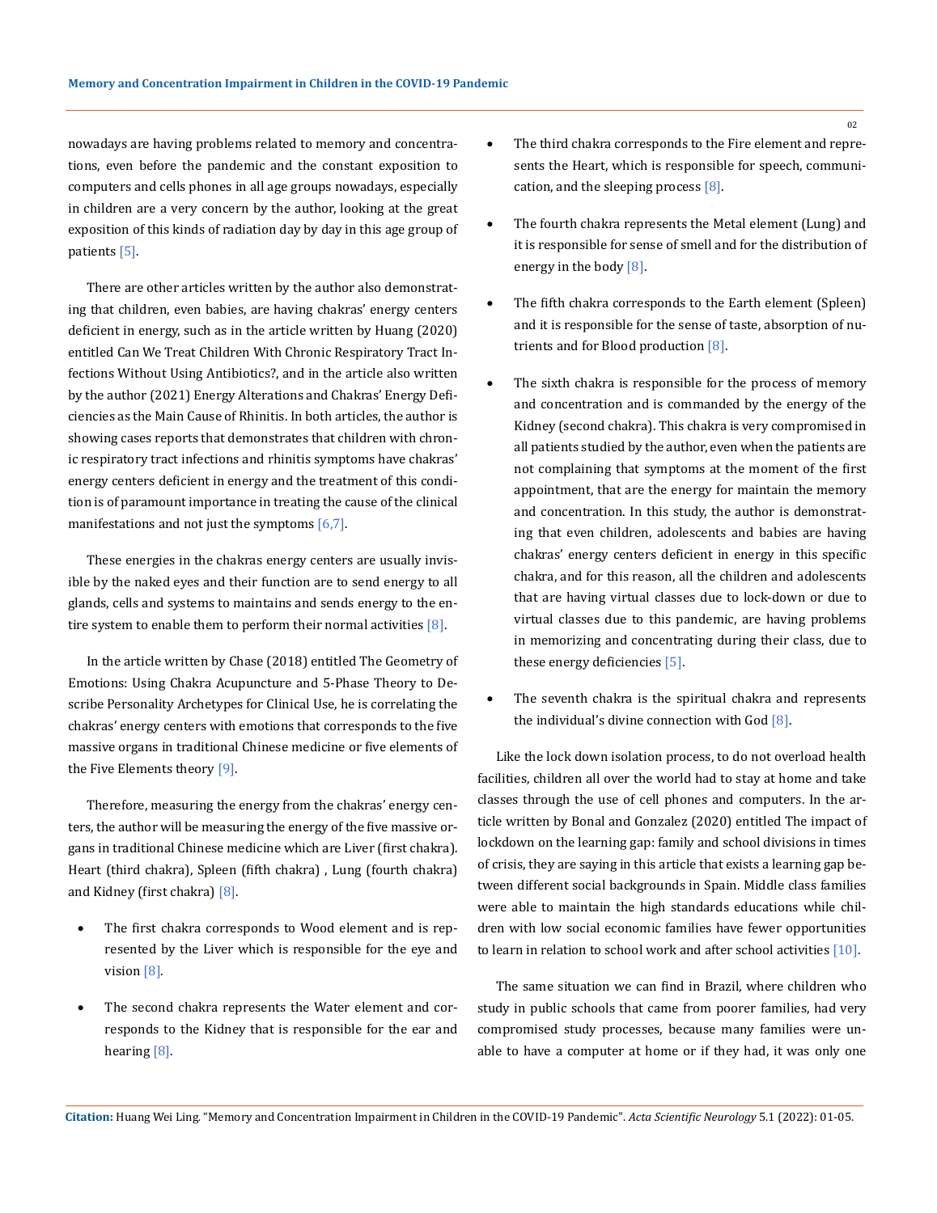nowadays are having problems related to memory and concentrations, even before the pandemic and the constant exposition to computers and cells phones in all age groups nowadays, especially in children are a very concern by the author, looking at the great exposition of this kinds of radiation day by day in this age group of patients [5].

There are other articles written by the author also demonstrating that children, even babies, are having chakras' energy centers deficient in energy, such as in the article written by Huang (2020) entitled Can We Treat Children With Chronic Respiratory Tract Infections Without Using Antibiotics?, and in the article also written by the author (2021) Energy Alterations and Chakras' Energy Deficiencies as the Main Cause of Rhinitis. In both articles, the author is showing cases reports that demonstrates that children with chronic respiratory tract infections and rhinitis symptoms have chakras' energy centers deficient in energy and the treatment of this condition is of paramount importance in treating the cause of the clinical manifestations and not just the symptoms [6,7].

These energies in the chakras energy centers are usually invisible by the naked eyes and their function are to send energy to all glands, cells and systems to maintains and sends energy to the entire system to enable them to perform their normal activities [8].

In the article written by Chase (2018) entitled The Geometry of Emotions: Using Chakra Acupuncture and 5-Phase Theory to Describe Personality Archetypes for Clinical Use, he is correlating the chakras' energy centers with emotions that corresponds to the five massive organs in traditional Chinese medicine or five elements of the Five Elements theory [9].

Therefore, measuring the energy from the chakras' energy centers, the author will be measuring the energy of the five massive organs in traditional Chinese medicine which are Liver (first chakra). Heart (third chakra), Spleen (fifth chakra) , Lung (fourth chakra) and Kidney (first chakra) [8].

- The first chakra corresponds to Wood element and is represented by the Liver which is responsible for the eye and vision [8].
- The second chakra represents the Water element and corresponds to the Kidney that is responsible for the ear and hearing [8].
- The third chakra corresponds to the Fire element and represents the Heart, which is responsible for speech, communication, and the sleeping process [8].
- The fourth chakra represents the Metal element (Lung) and it is responsible for sense of smell and for the distribution of energy in the body [8].
- The fifth chakra corresponds to the Earth element (Spleen) and it is responsible for the sense of taste, absorption of nutrients and for Blood production [8].
- The sixth chakra is responsible for the process of memory and concentration and is commanded by the energy of the Kidney (second chakra). This chakra is very compromised in all patients studied by the author, even when the patients are not complaining that symptoms at the moment of the first appointment, that are the energy for maintain the memory and concentration. In this study, the author is demonstrating that even children, adolescents and babies are having chakras' energy centers deficient in energy in this specific chakra, and for this reason, all the children and adolescents that are having virtual classes due to lock-down or due to virtual classes due to this pandemic, are having problems in memorizing and concentrating during their class, due to these energy deficiencies [5].
- The seventh chakra is the spiritual chakra and represents the individual's divine connection with God [8].

Like the lock down isolation process, to do not overload health facilities, children all over the world had to stay at home and take classes through the use of cell phones and computers. In the article written by Bonal and Gonzalez (2020) entitled The impact of lockdown on the learning gap: family and school divisions in times of crisis, they are saying in this article that exists a learning gap between different social backgrounds in Spain. Middle class families were able to maintain the high standards educations while children with low social economic families have fewer opportunities to learn in relation to school work and after school activities [10].

The same situation we can find in Brazil, where children who study in public schools that came from poorer families, had very compromised study processes, because many families were unable to have a computer at home or if they had, it was only one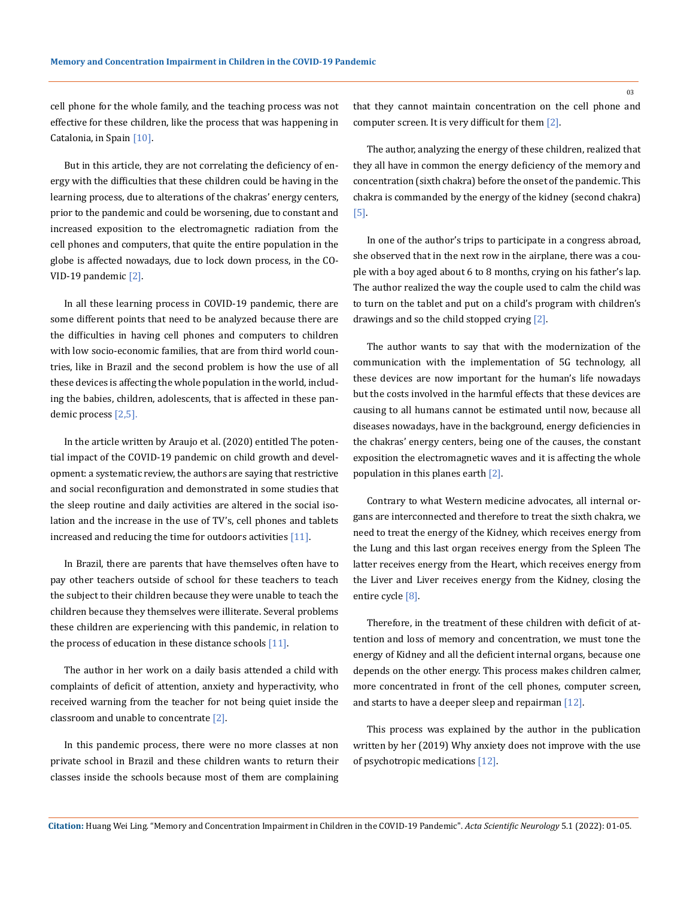cell phone for the whole family, and the teaching process was not effective for these children, like the process that was happening in Catalonia, in Spain [10].

But in this article, they are not correlating the deficiency of energy with the difficulties that these children could be having in the learning process, due to alterations of the chakras' energy centers, prior to the pandemic and could be worsening, due to constant and increased exposition to the electromagnetic radiation from the cell phones and computers, that quite the entire population in the globe is affected nowadays, due to lock down process, in the COVID-19 pandemic [2].

In all these learning process in COVID-19 pandemic, there are some different points that need to be analyzed because there are the difficulties in having cell phones and computers to children with low socio-economic families, that are from third world countries, like in Brazil and the second problem is how the use of all these devices is affecting the whole population in the world, including the babies, children, adolescents, that is affected in these pandemic process [2,5].

In the article written by Araujo et al. (2020) entitled The potential impact of the COVID-19 pandemic on child growth and development: a systematic review, the authors are saying that restrictive and social reconfiguration and demonstrated in some studies that the sleep routine and daily activities are altered in the social isolation and the increase in the use of TV's, cell phones and tablets increased and reducing the time for outdoors activities [11].

In Brazil, there are parents that have themselves often have to pay other teachers outside of school for these teachers to teach the subject to their children because they were unable to teach the children because they themselves were illiterate. Several problems these children are experiencing with this pandemic, in relation to the process of education in these distance schools [11].

The author in her work on a daily basis attended a child with complaints of deficit of attention, anxiety and hyperactivity, who received warning from the teacher for not being quiet inside the classroom and unable to concentrate [2].

In this pandemic process, there were no more classes at non private school in Brazil and these children wants to return their classes inside the schools because most of them are complaining that they cannot maintain concentration on the cell phone and computer screen. It is very difficult for them [2].

The author, analyzing the energy of these children, realized that they all have in common the energy deficiency of the memory and concentration (sixth chakra) before the onset of the pandemic. This chakra is commanded by the energy of the kidney (second chakra) [5].

In one of the author's trips to participate in a congress abroad, she observed that in the next row in the airplane, there was a couple with a boy aged about 6 to 8 months, crying on his father's lap. The author realized the way the couple used to calm the child was to turn on the tablet and put on a child's program with children's drawings and so the child stopped crying [2].

The author wants to say that with the modernization of the communication with the implementation of 5G technology, all these devices are now important for the human's life nowadays but the costs involved in the harmful effects that these devices are causing to all humans cannot be estimated until now, because all diseases nowadays, have in the background, energy deficiencies in the chakras' energy centers, being one of the causes, the constant exposition the electromagnetic waves and it is affecting the whole population in this planes earth [2].

Contrary to what Western medicine advocates, all internal organs are interconnected and therefore to treat the sixth chakra, we need to treat the energy of the Kidney, which receives energy from the Lung and this last organ receives energy from the Spleen The latter receives energy from the Heart, which receives energy from the Liver and Liver receives energy from the Kidney, closing the entire cycle [8].

Therefore, in the treatment of these children with deficit of attention and loss of memory and concentration, we must tone the energy of Kidney and all the deficient internal organs, because one depends on the other energy. This process makes children calmer, more concentrated in front of the cell phones, computer screen, and starts to have a deeper sleep and repairman [12].

This process was explained by the author in the publication written by her (2019) Why anxiety does not improve with the use of psychotropic medications [12].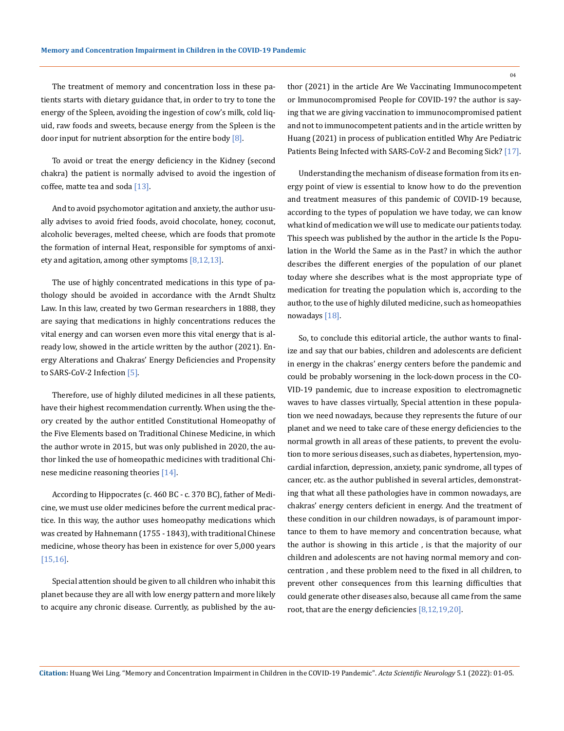The treatment of memory and concentration loss in these patients starts with dietary guidance that, in order to try to tone the energy of the Spleen, avoiding the ingestion of cow's milk, cold liquid, raw foods and sweets, because energy from the Spleen is the door input for nutrient absorption for the entire body [8].

To avoid or treat the energy deficiency in the Kidney (second chakra) the patient is normally advised to avoid the ingestion of coffee, matte tea and soda [13].

And to avoid psychomotor agitation and anxiety, the author usually advises to avoid fried foods, avoid chocolate, honey, coconut, alcoholic beverages, melted cheese, which are foods that promote the formation of internal Heat, responsible for symptoms of anxiety and agitation, among other symptoms [8,12,13].

The use of highly concentrated medications in this type of pathology should be avoided in accordance with the Arndt Shultz Law. In this law, created by two German researchers in 1888, they are saying that medications in highly concentrations reduces the vital energy and can worsen even more this vital energy that is already low, showed in the article written by the author (2021). Energy Alterations and Chakras' Energy Deficiencies and Propensity to SARS-CoV-2 Infection [5].

Therefore, use of highly diluted medicines in all these patients, have their highest recommendation currently. When using the theory created by the author entitled Constitutional Homeopathy of the Five Elements based on Traditional Chinese Medicine, in which the author wrote in 2015, but was only published in 2020, the author linked the use of homeopathic medicines with traditional Chinese medicine reasoning theories [14].

According to Hippocrates (c. 460 BC - c. 370 BC), father of Medicine, we must use older medicines before the current medical practice. In this way, the author uses homeopathy medications which was created by Hahnemann (1755 - 1843), with traditional Chinese medicine, whose theory has been in existence for over 5,000 years [15,16].

Special attention should be given to all children who inhabit this planet because they are all with low energy pattern and more likely to acquire any chronic disease. Currently, as published by the author (2021) in the article Are We Vaccinating Immunocompetent or Immunocompromised People for COVID-19? the author is saying that we are giving vaccination to immunocompromised patient and not to immunocompetent patients and in the article written by Huang (2021) in process of publication entitled Why Are Pediatric Patients Being Infected with SARS-CoV-2 and Becoming Sick? [17].

Understanding the mechanism of disease formation from its energy point of view is essential to know how to do the prevention and treatment measures of this pandemic of COVID-19 because, according to the types of population we have today, we can know what kind of medication we will use to medicate our patients today. This speech was published by the author in the article Is the Population in the World the Same as in the Past? in which the author describes the different energies of the population of our planet today where she describes what is the most appropriate type of medication for treating the population which is, according to the author, to the use of highly diluted medicine, such as homeopathies nowadays [18].

So, to conclude this editorial article, the author wants to finalize and say that our babies, children and adolescents are deficient in energy in the chakras' energy centers before the pandemic and could be probably worsening in the lock-down process in the COVID-19 pandemic, due to increase exposition to electromagnetic waves to have classes virtually, Special attention in these population we need nowadays, because they represents the future of our planet and we need to take care of these energy deficiencies to the normal growth in all areas of these patients, to prevent the evolution to more serious diseases, such as diabetes, hypertension, myocardial infarction, depression, anxiety, panic syndrome, all types of cancer, etc. as the author published in several articles, demonstrating that what all these pathologies have in common nowadays, are chakras' energy centers deficient in energy. And the treatment of these condition in our children nowadays, is of paramount importance to them to have memory and concentration because, what the author is showing in this article , is that the majority of our children and adolescents are not having normal memory and concentration , and these problem need to the fixed in all children, to prevent other consequences from this learning difficulties that could generate other diseases also, because all came from the same root, that are the energy deficiencies [8,12,19,20].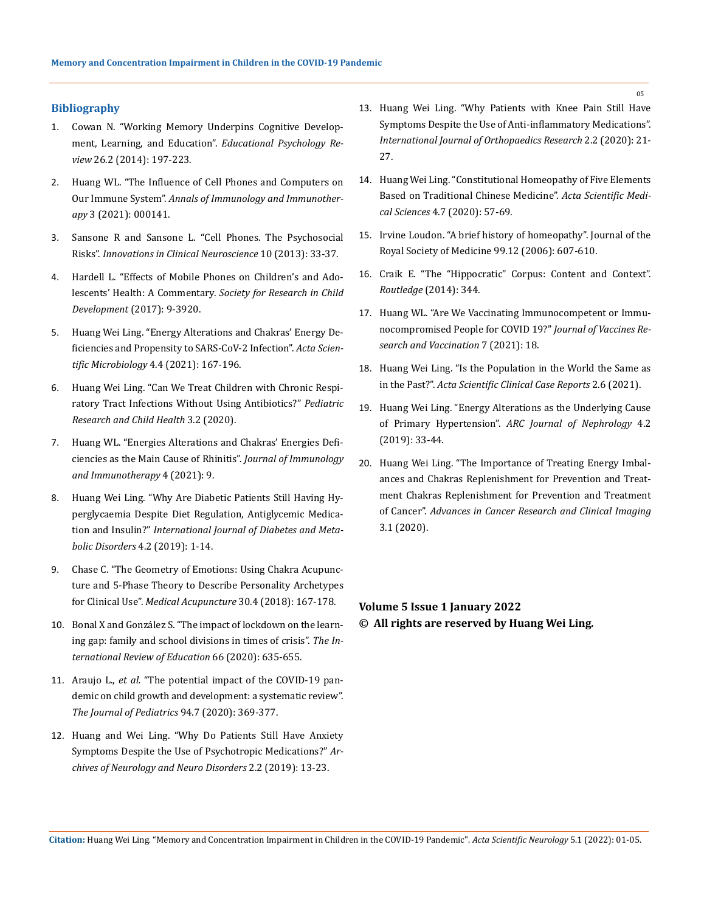## Bibliography

1. Cowan N. "Working Memory Underpins Cognitive Development, Learning, and Education". *Educational Psychology Review* 26.2 (2014): 197-223.
2. Huang WL. "The Influence of Cell Phones and Computers on Our Immune System". *Annals of Immunology and Immunotherapy* 3 (2021): 000141.
3. Sansone R and Sansone L. "Cell Phones. The Psychosocial Risks". *Innovations in Clinical Neuroscience* 10 (2013): 33-37.
4. Hardell L. "Effects of Mobile Phones on Children's and Adolescents' Health: A Commentary. *Society for Research in Child Development* (2017): 9-3920.
5. Huang Wei Ling. "Energy Alterations and Chakras' Energy Deficiencies and Propensity to SARS-CoV-2 Infection". *Acta Scientific Microbiology* 4.4 (2021): 167-196.
6. Huang Wei Ling. "Can We Treat Children with Chronic Respiratory Tract Infections Without Using Antibiotics?" *Pediatric Research and Child Health* 3.2 (2020).
7. Huang WL. "Energies Alterations and Chakras' Energies Deficiencies as the Main Cause of Rhinitis". *Journal of Immunology and Immunotherapy* 4 (2021): 9.
8. Huang Wei Ling. "Why Are Diabetic Patients Still Having Hyperglycaemia Despite Diet Regulation, Antiglycemic Medication and Insulin?" *International Journal of Diabetes and Metabolic Disorders* 4.2 (2019): 1-14.
9. Chase C. "The Geometry of Emotions: Using Chakra Acupuncture and 5-Phase Theory to Describe Personality Archetypes for Clinical Use". *Medical Acupuncture* 30.4 (2018): 167-178.
10. Bonal X and González S. "The impact of lockdown on the learning gap: family and school divisions in times of crisis". *The International Review of Education* 66 (2020): 635-655.
11. Araujo L., *et al.* "The potential impact of the COVID-19 pandemic on child growth and development: a systematic review". *The Journal of Pediatrics* 94.7 (2020): 369-377.
12. Huang and Wei Ling. "Why Do Patients Still Have Anxiety Symptoms Despite the Use of Psychotropic Medications?" *Archives of Neurology and Neuro Disorders* 2.2 (2019): 13-23.
13. Huang Wei Ling. "Why Patients with Knee Pain Still Have Symptoms Despite the Use of Anti-inflammatory Medications". *International Journal of Orthopaedics Research* 2.2 (2020): 21-27.
14. Huang Wei Ling. "Constitutional Homeopathy of Five Elements Based on Traditional Chinese Medicine". *Acta Scientific Medical Sciences* 4.7 (2020): 57-69.
15. Irvine Loudon. "A brief history of homeopathy". Journal of the Royal Society of Medicine 99.12 (2006): 607-610.
16. Craik E. "The "Hippocratic" Corpus: Content and Context". *Routledge* (2014): 344.
17. Huang WL. "Are We Vaccinating Immunocompetent or Immunocompromised People for COVID 19?" *Journal of Vaccines Research and Vaccination* 7 (2021): 18.
18. Huang Wei Ling. "Is the Population in the World the Same as in the Past?". *Acta Scientific Clinical Case Reports* 2.6 (2021).
19. Huang Wei Ling. "Energy Alterations as the Underlying Cause of Primary Hypertension". *ARC Journal of Nephrology* 4.2 (2019): 33-44.
20. Huang Wei Ling. "The Importance of Treating Energy Imbalances and Chakras Replenishment for Prevention and Treatment Chakras Replenishment for Prevention and Treatment of Cancer". *Advances in Cancer Research and Clinical Imaging* 3.1 (2020).

**Volume 5 Issue 1 January 2022**
**© All rights are reserved by Huang Wei Ling.**